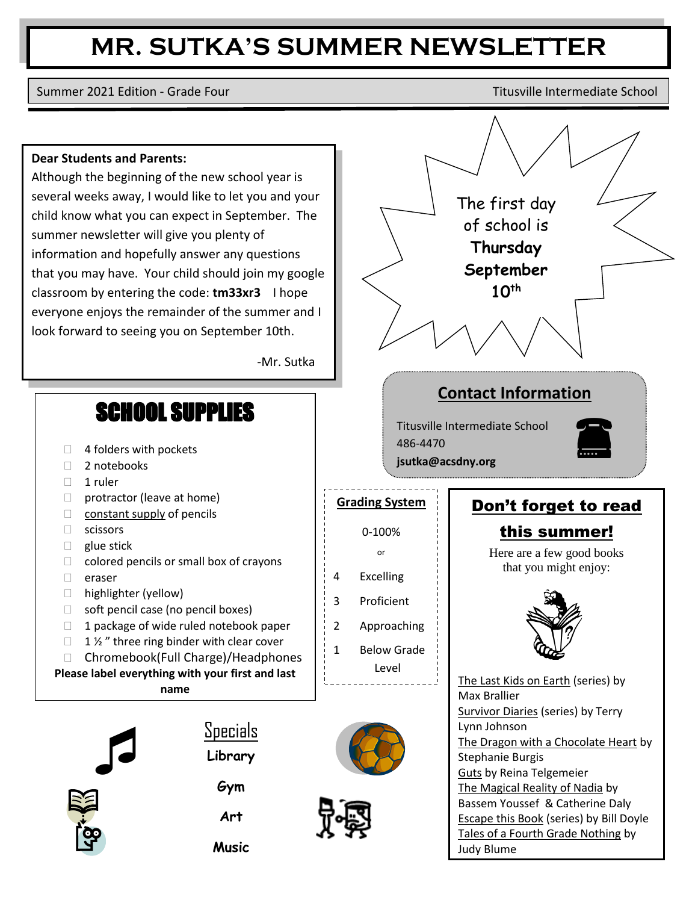# MR. SUTKA'S SUMMER NEWSLETTER

Summer 2021 Edition - Grade Four | Titusville Intermediate School

**Dear Students and Parents:**

Although the beginning of the new school year is several weeks away, I would like to let you and your child know what you can expect in September. The summer newsletter will give you plenty of information and hopefully answer any questions that you may have. Your child should join my google classroom by entering the code: **tm33xr3** I hope everyone enjoys the remainder of the summer and I look forward to seeing you on September 10th.

-Mr. Sutka

The first day of school is **Thursday September 10th**

## Contact Information

Titusville Intermediate School
486-4470
**jsutka@acsdny.org**

## SCHOOL SUPPLIES

- 4 folders with pockets
- 2 notebooks
- 1 ruler
- protractor (leave at home)
- constant supply of pencils
- scissors
- glue stick
- colored pencils or small box of crayons
- eraser
- highlighter (yellow)
- soft pencil case (no pencil boxes)
- 1 package of wide ruled notebook paper
- 1 ½ " three ring binder with clear cover
- Chromebook(Full Charge)/Headphones

**Please label everything with your first and last name**

## Grading System

0-100%

or

| | |
|---|---|
| 4 | Excelling |
| 3 | Proficient |
| 2 | Approaching |
| 1 | Below Grade Level |

## Don't forget to read this summer!

Here are a few good books that you might enjoy:

- The Last Kids on Earth (series) by Max Brallier
- Survivor Diaries (series) by Terry Lynn Johnson
- The Dragon with a Chocolate Heart by Stephanie Burgis
- Guts by Reina Telgemeier
- The Magical Reality of Nadia by Bassem Youssef & Catherine Daly
- Escape this Book (series) by Bill Doyle
- Tales of a Fourth Grade Nothing by Judy Blume

## Specials

**Library**

**Gym**

**Art**

**Music**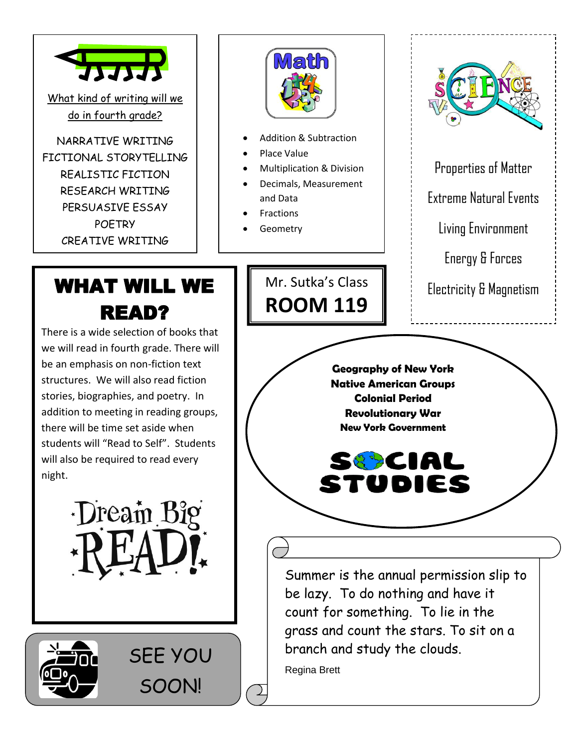What kind of writing will we do in fourth grade?

NARRATIVE WRITING
FICTIONAL STORYTELLING
REALISTIC FICTION
RESEARCH WRITING
PERSUASIVE ESSAY
POETRY
CREATIVE WRITING

## Math

- Addition & Subtraction
- Place Value
- Multiplication & Division
- Decimals, Measurement and Data
- Fractions
- Geometry

## SCIENCE

Properties of Matter

Extreme Natural Events

Living Environment

Energy & Forces

Electricity & Magnetism

## WHAT WILL WE READ?

There is a wide selection of books that we will read in fourth grade. There will be an emphasis on non-fiction text structures. We will also read fiction stories, biographies, and poetry. In addition to meeting in reading groups, there will be time set aside when students will "Read to Self". Students will also be required to read every night.

Dream Big READ!

Mr. Sutka's Class
**ROOM 119**

## SOCIAL STUDIES

**Geography of New York**
**Native American Groups**
**Colonial Period**
**Revolutionary War**
**New York Government**

Summer is the annual permission slip to be lazy. To do nothing and have it count for something. To lie in the grass and count the stars. To sit on a branch and study the clouds.

Regina Brett

SEE YOU SOON!